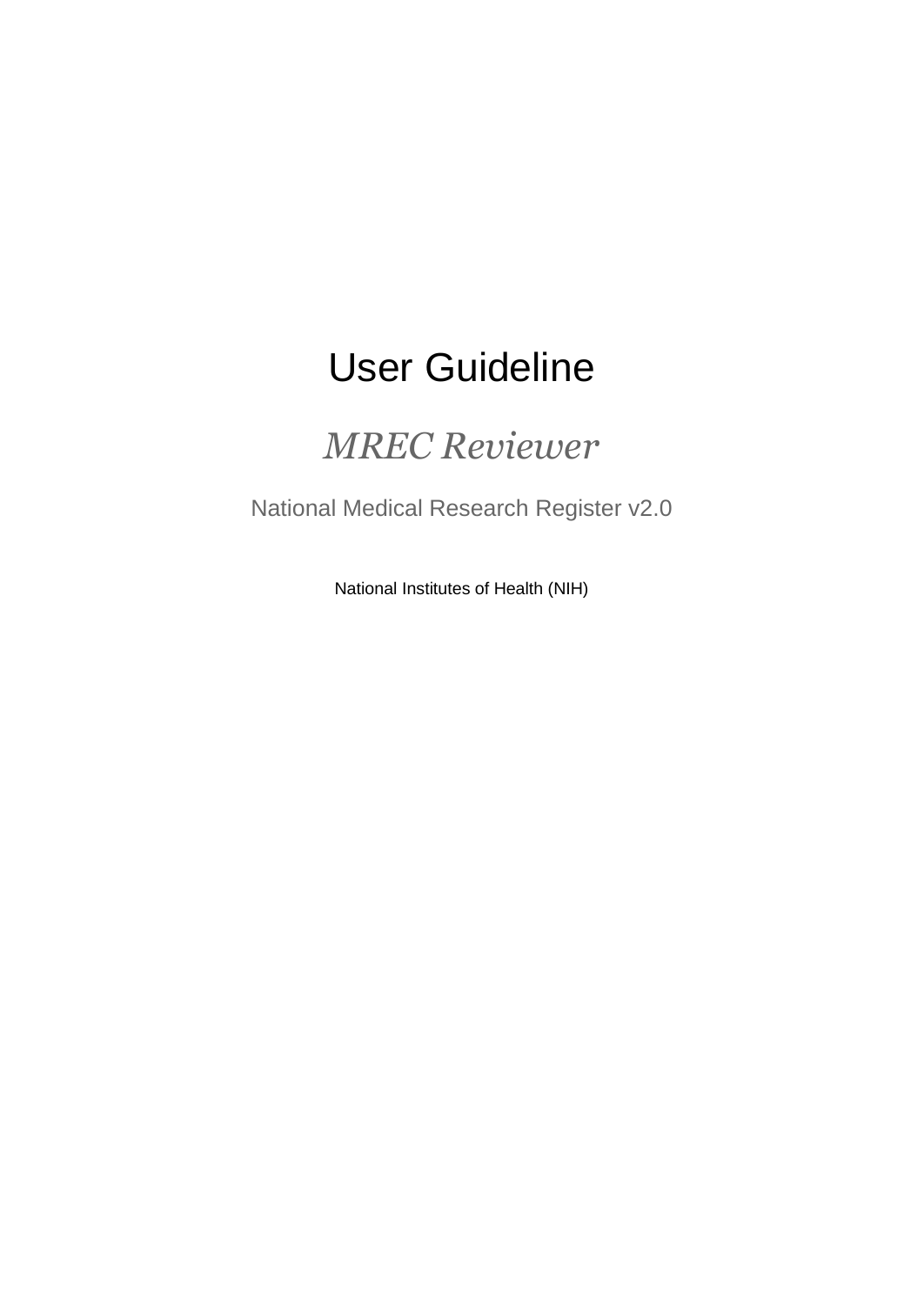# User Guideline

## *MREC Reviewer*

National Medical Research Register v2.0

National Institutes of Health (NIH)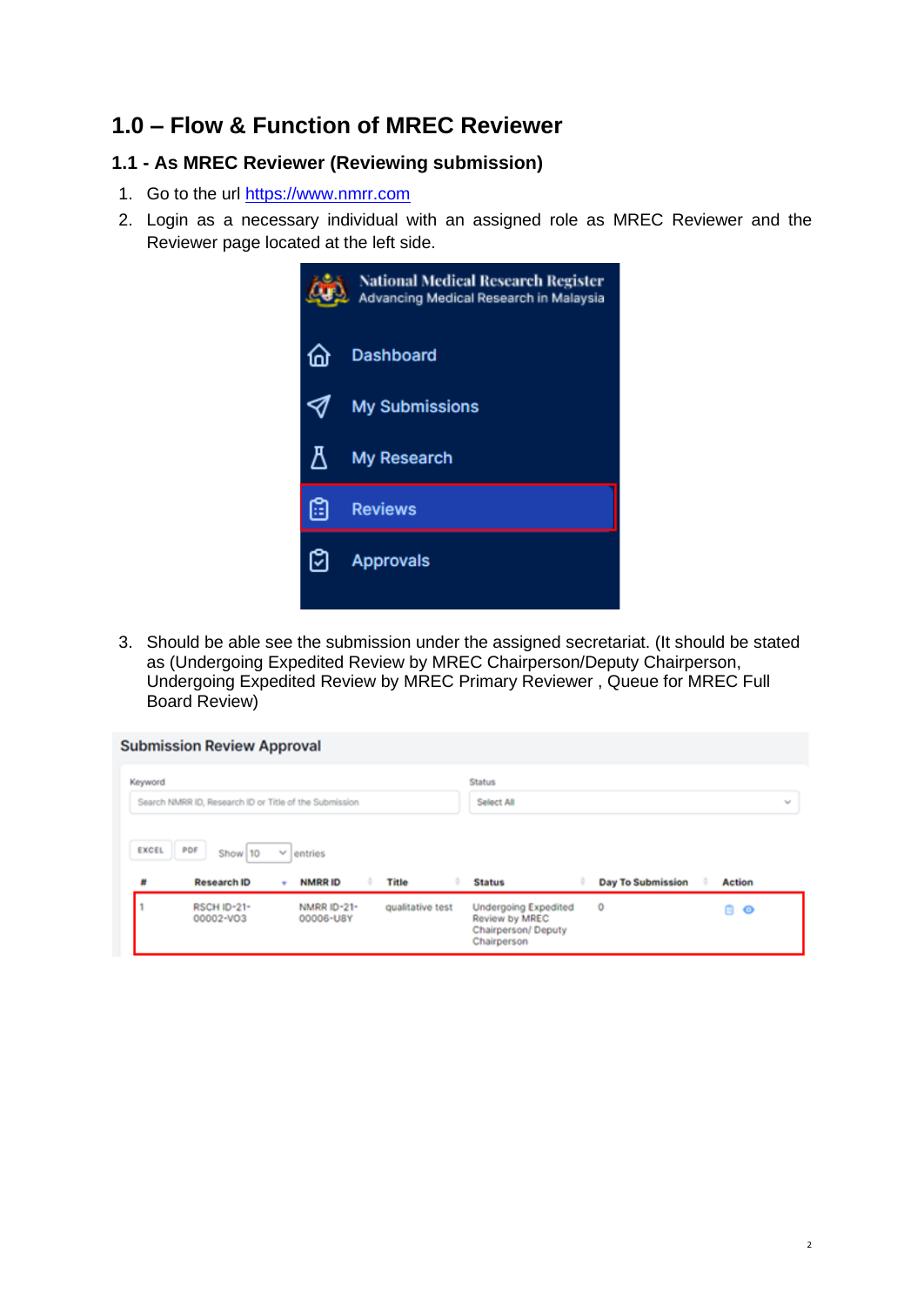# 1.0 – Flow & Function of MREC Reviewer

## 1.1 - As MREC Reviewer (Reviewing submission)

1. Go to the url https://www.nmrr.com
2. Login as a necessary individual with an assigned role as MREC Reviewer and the Reviewer page located at the left side.

3. Should be able see the submission under the assigned secretariat. (It should be stated as (Undergoing Expedited Review by MREC Chairperson/Deputy Chairperson, Undergoing Expedited Review by MREC Primary Reviewer , Queue for MREC Full Board Review)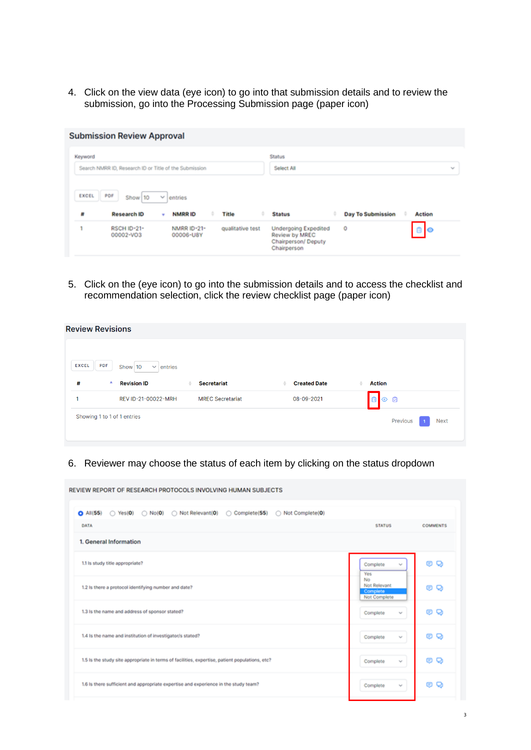4. Click on the view data (eye icon) to go into that submission details and to review the submission, go into the Processing Submission page (paper icon)

**Submission Review Approval**

Keyword: Search NMRR ID, Research ID or Title of the Submission

Status: Select All

EXCEL PDF Show 10 entries

| # | Research ID | NMRR ID | Title | Status | Day To Submission | Action |
|---|---|---|---|---|---|---|
| 1 | RSCH ID-21-00002-VO3 | NMRR ID-21-00006-U8Y | qualitative test | Undergoing Expedited Review by MREC Chairperson/ Deputy Chairperson | 0 | |

5. Click on the (eye icon) to go into the submission details and to access the checklist and recommendation selection, click the review checklist page (paper icon)

**Review Revisions**

EXCEL PDF Show 10 entries

| # | Revision ID | Secretariat | Created Date | Action |
|---|---|---|---|---|
| 1 | REV ID-21-00022-MRH | MREC Secretariat | 08-09-2021 | |

Showing 1 to 1 of 1 entries

Previous 1 Next

6. Reviewer may choose the status of each item by clicking on the status dropdown

**REVIEW REPORT OF RESEARCH PROTOCOLS INVOLVING HUMAN SUBJECTS**

All(55) Yes(0) No(0) Not Relevant(0) Complete(55) Not Complete(0)

| DATA | STATUS | COMMENTS |
|---|---|---|
| **1. General Information** | | |
| 1.1 Is study title appropriate? | Complete (Yes / No / Not Relevant / Complete / Not Complete) | |
| 1.2 Is there a protocol identifying number and date? | | |
| 1.3 Is the name and address of sponsor stated? | Complete | |
| 1.4 Is the name and institution of investigator/s stated? | Complete | |
| 1.5 Is the study site appropriate in terms of facilities, expertise, patient populations, etc? | Complete | |
| 1.6 Is there sufficient and appropriate expertise and experience in the study team? | Complete | |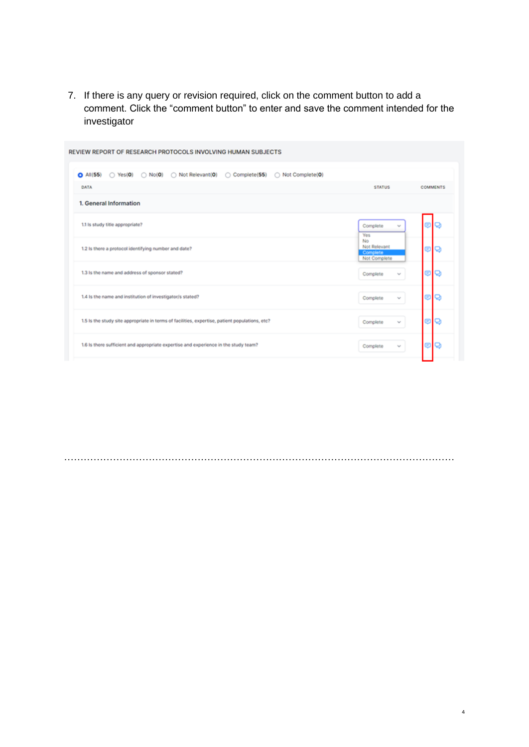7. If there is any query or revision required, click on the comment button to add a comment. Click the “comment button” to enter and save the comment intended for the investigator

REVIEW REPORT OF RESEARCH PROTOCOLS INVOLVING HUMAN SUBJECTS

All(55) Yes(0) No(0) Not Relevant(0) Complete(55) Not Complete(0)

| DATA | STATUS | COMMENTS |
|---|---|---|
| 1. General Information | | |
| 1.1 Is study title appropriate? | Complete | |
| 1.2 Is there a protocol identifying number and date? | Complete | |
| 1.3 Is the name and address of sponsor stated? | Complete | |
| 1.4 Is the name and institution of investigator/s stated? | Complete | |
| 1.5 Is the study site appropriate in terms of facilities, expertise, patient populations, etc? | Complete | |
| 1.6 Is there sufficient and appropriate expertise and experience in the study team? | Complete | |

Status options: Yes, No, Not Relevant, Complete, Not Complete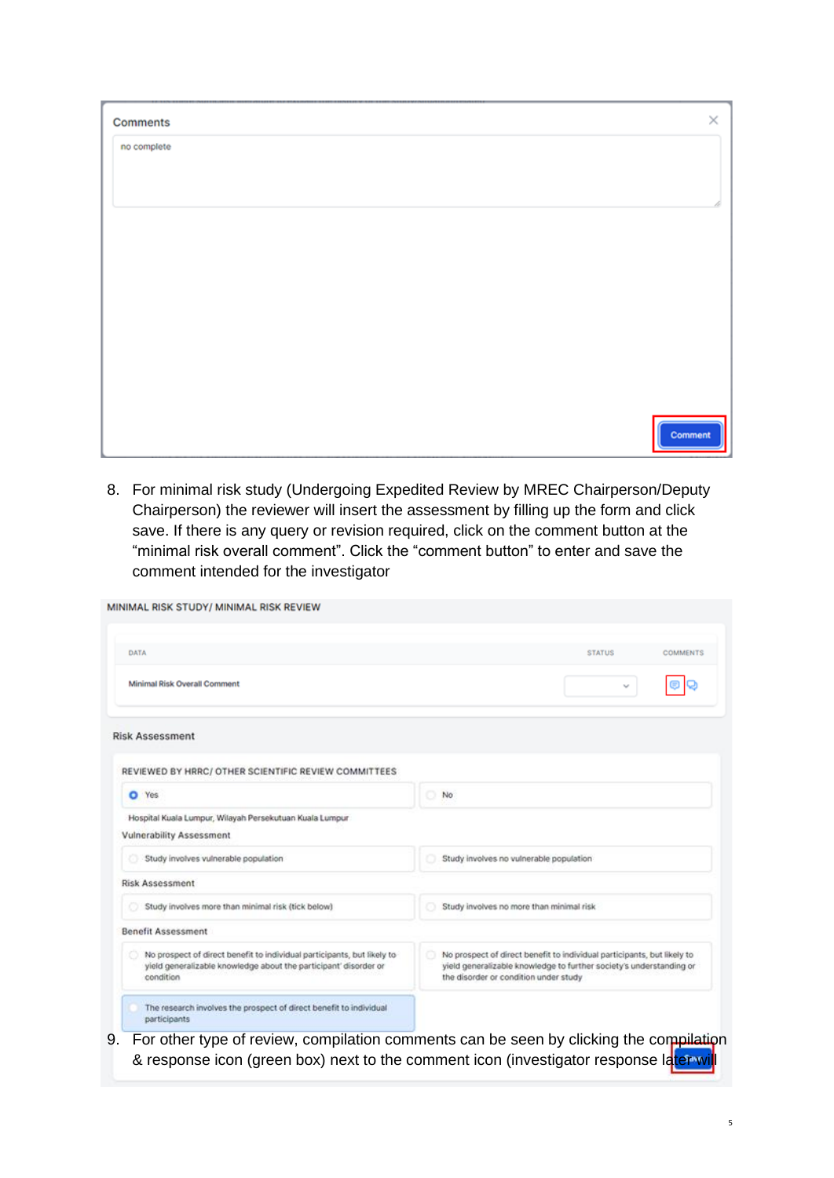Comments

no complete

Comment

8. For minimal risk study (Undergoing Expedited Review by MREC Chairperson/Deputy Chairperson) the reviewer will insert the assessment by filling up the form and click save. If there is any query or revision required, click on the comment button at the "minimal risk overall comment". Click the "comment button" to enter and save the comment intended for the investigator

MINIMAL RISK STUDY/ MINIMAL RISK REVIEW

| DATA | STATUS | COMMENTS |
|---|---|---|
| Minimal Risk Overall Comment | | |

Risk Assessment

REVIEWED BY HRRC/ OTHER SCIENTIFIC REVIEW COMMITTEES

- Yes
- No

Hospital Kuala Lumpur, Wilayah Persekutuan Kuala Lumpur

Vulnerability Assessment

- Study involves vulnerable population
- Study involves no vulnerable population

Risk Assessment

- Study involves more than minimal risk (tick below)
- Study involves no more than minimal risk

Benefit Assessment

- No prospect of direct benefit to individual participants, but likely to yield generalizable knowledge about the participant' disorder or condition
- No prospect of direct benefit to individual participants, but likely to yield generalizable knowledge to further society's understanding or the disorder or condition under study
- The research involves the prospect of direct benefit to individual participants

9. For other type of review, compilation comments can be seen by clicking the compilation & response icon (green box) next to the comment icon (investigator response later will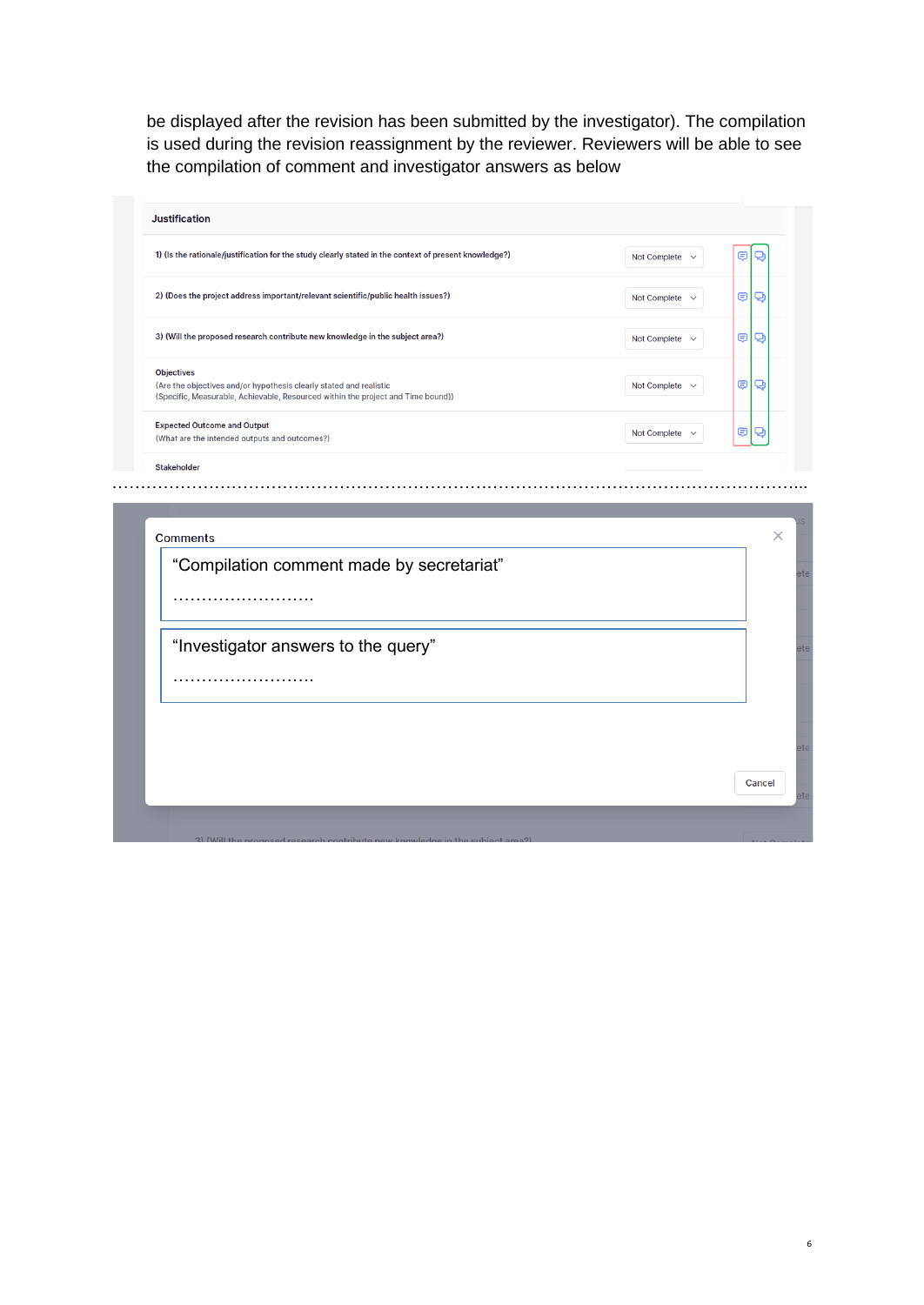be displayed after the revision has been submitted by the investigator). The compilation is used during the revision reassignment by the reviewer. Reviewers will be able to see the compilation of comment and investigator answers as below

**Justification**

| | |
|---|---|
| 1) (Is the rationale/justification for the study clearly stated in the context of present knowledge?) | Not Complete |
| 2) (Does the project address important/relevant scientific/public health issues?) | Not Complete |
| 3) (Will the proposed research contribute new knowledge in the subject area?) | Not Complete |
| Objectives<br>(Are the objectives and/or hypothesis clearly stated and realistic<br>(Specific, Measurable, Achievable, Resourced within the project and Time bound)) | Not Complete |
| Expected Outcome and Output<br>(What are the intended outputs and outcomes?) | Not Complete |
| Stakeholder | |

……………………………………………………………………………………………………………

Comments

"Compilation comment made by secretariat"

………………………

"Investigator answers to the query"

………………………

Cancel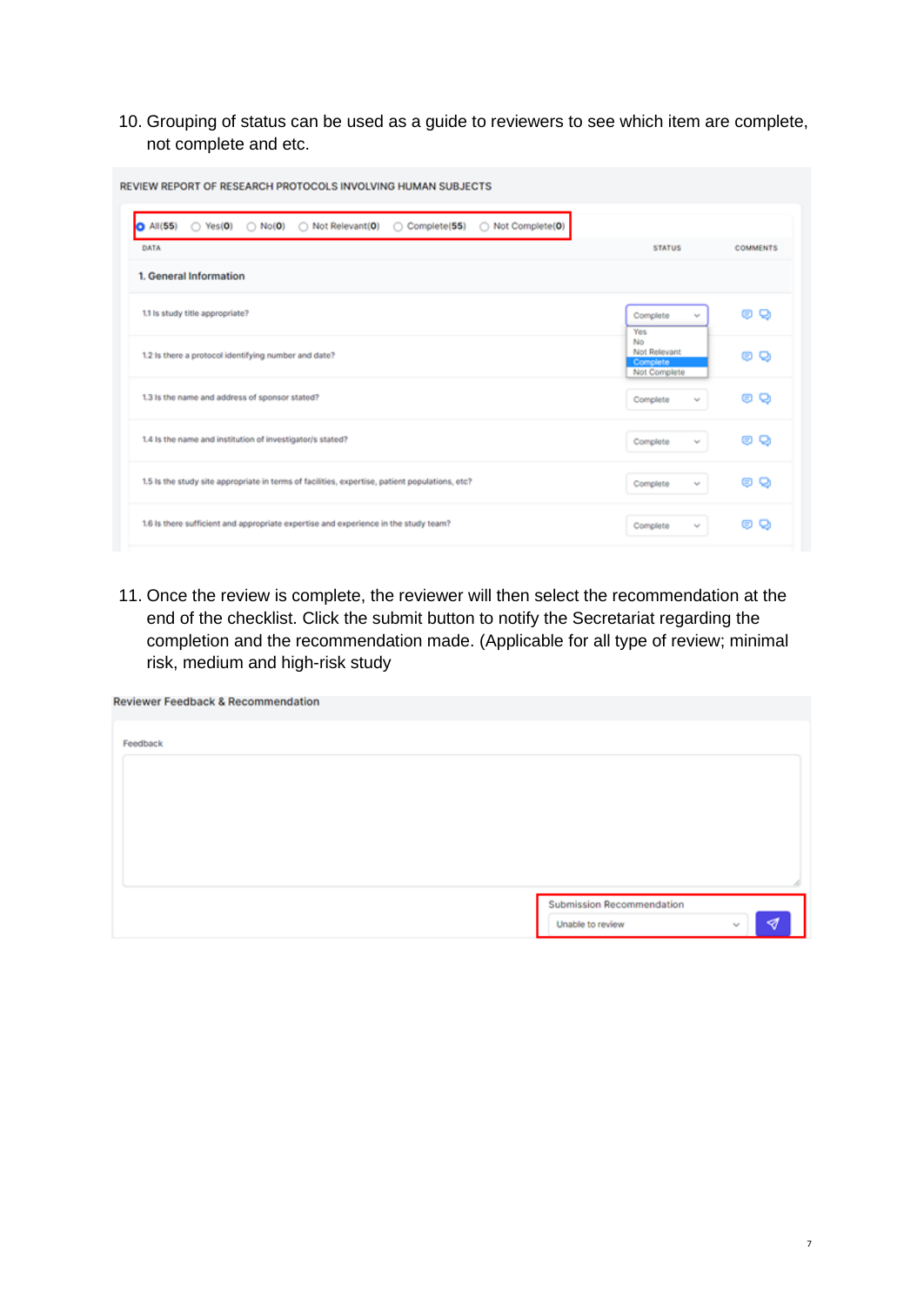10. Grouping of status can be used as a guide to reviewers to see which item are complete, not complete and etc.

REVIEW REPORT OF RESEARCH PROTOCOLS INVOLVING HUMAN SUBJECTS

All(55) Yes(0) No(0) Not Relevant(0) Complete(55) Not Complete(0)

| DATA | STATUS | COMMENTS |
|---|---|---|
| **1. General Information** | | |
| 1.1 Is study title appropriate? | Complete | |
| 1.2 Is there a protocol identifying number and date? | Yes / No / Not Relevant / Complete / Not Complete | |
| 1.3 Is the name and address of sponsor stated? | Complete | |
| 1.4 Is the name and institution of investigator/s stated? | Complete | |
| 1.5 Is the study site appropriate in terms of facilities, expertise, patient populations, etc? | Complete | |
| 1.6 Is there sufficient and appropriate expertise and experience in the study team? | Complete | |

11. Once the review is complete, the reviewer will then select the recommendation at the end of the checklist. Click the submit button to notify the Secretariat regarding the completion and the recommendation made. (Applicable for all type of review; minimal risk, medium and high-risk study

Reviewer Feedback & Recommendation

Feedback

Submission Recommendation

Unable to review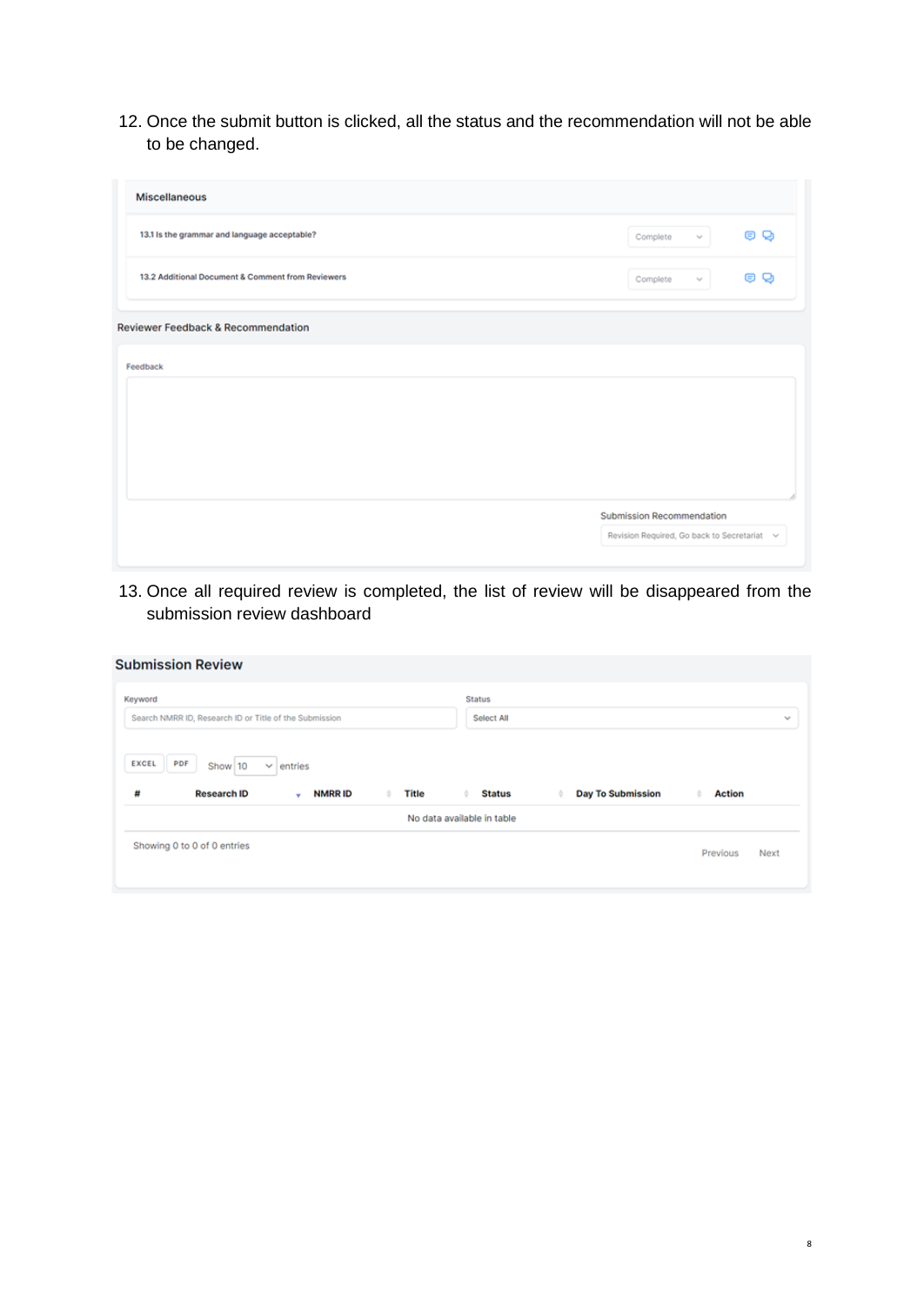12. Once the submit button is clicked, all the status and the recommendation will not be able to be changed.

Miscellaneous

| | | |
|---|---|---|
| 13.1 Is the grammar and language acceptable? | Complete | |
| 13.2 Additional Document & Comment from Reviewers | Complete | |

Reviewer Feedback & Recommendation

Feedback

Submission Recommendation

Revision Required, Go back to Secretariat

13. Once all required review is completed, the list of review will be disappeared from the submission review dashboard

**Submission Review**

Keyword

Search NMRR ID, Research ID or Title of the Submission

Status

Select All

EXCEL PDF Show 10 entries

| # | Research ID | NMRR ID | Title | Status | Day To Submission | Action |
|---|---|---|---|---|---|---|
| | | | No data available in table | | | |

Showing 0 to 0 of 0 entries

Previous Next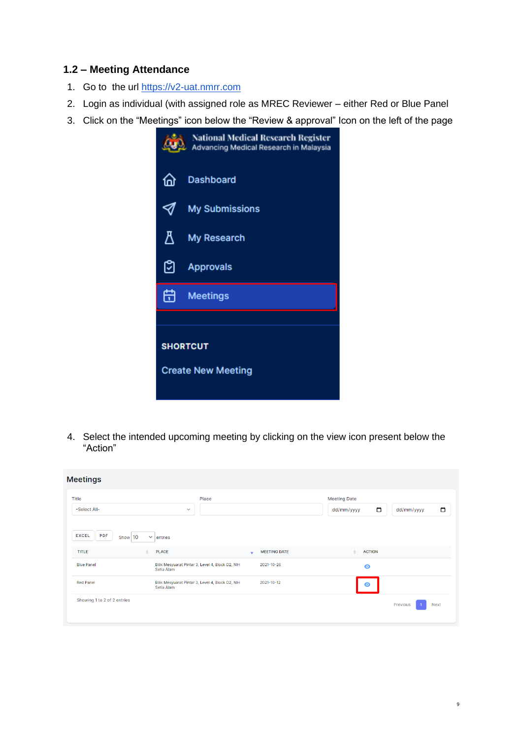### 1.2 – Meeting Attendance

1. Go to the url https://v2-uat.nmrr.com
2. Login as individual (with assigned role as MREC Reviewer – either Red or Blue Panel
3. Click on the "Meetings" icon below the "Review & approval" Icon on the left of the page

4. Select the intended upcoming meeting by clicking on the view icon present below the "Action"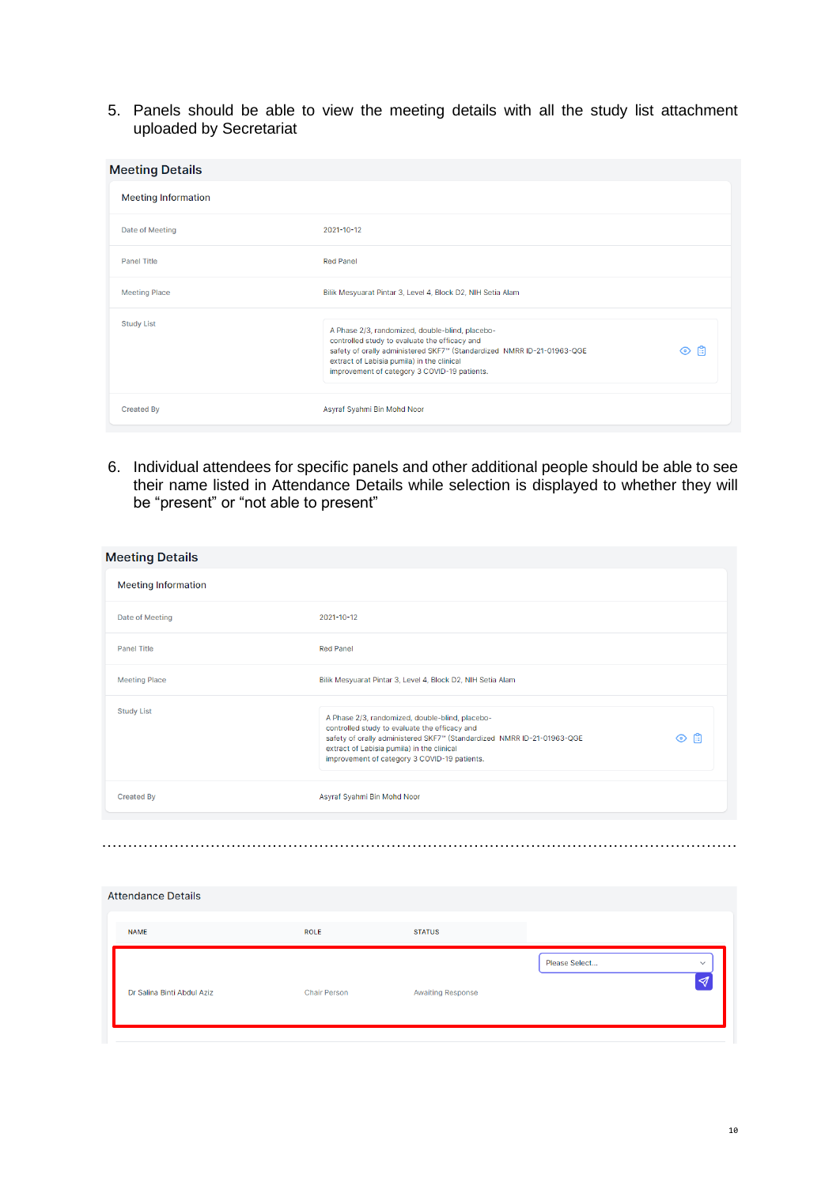5. Panels should be able to view the meeting details with all the study list attachment uploaded by Secretariat

**Meeting Details**

Meeting Information

| | |
|---|---|
| Date of Meeting | 2021-10-12 |
| Panel Title | Red Panel |
| Meeting Place | Bilik Mesyuarat Pintar 3, Level 4, Block D2, NIH Setia Alam |
| Study List | A Phase 2/3, randomized, double-blind, placebo-controlled study to evaluate the efficacy and safety of orally administered SKF7™ (Standardized extract of Labisia pumila) in the clinical improvement of category 3 COVID-19 patients. NMRR ID-21-01963-QGE |
| Created By | Asyraf Syahmi Bin Mohd Noor |

6. Individual attendees for specific panels and other additional people should be able to see their name listed in Attendance Details while selection is displayed to whether they will be "present" or "not able to present"

**Meeting Details**

Meeting Information

| | |
|---|---|
| Date of Meeting | 2021-10-12 |
| Panel Title | Red Panel |
| Meeting Place | Bilik Mesyuarat Pintar 3, Level 4, Block D2, NIH Setia Alam |
| Study List | A Phase 2/3, randomized, double-blind, placebo-controlled study to evaluate the efficacy and safety of orally administered SKF7™ (Standardized extract of Labisia pumila) in the clinical improvement of category 3 COVID-19 patients. NMRR ID-21-01963-QGE |
| Created By | Asyraf Syahmi Bin Mohd Noor |

.........................................................................................................................

Attendance Details

| NAME | ROLE | STATUS | |
|---|---|---|---|
| Dr Salina Binti Abdul Aziz | Chair Person | Awaiting Response | Please Select... |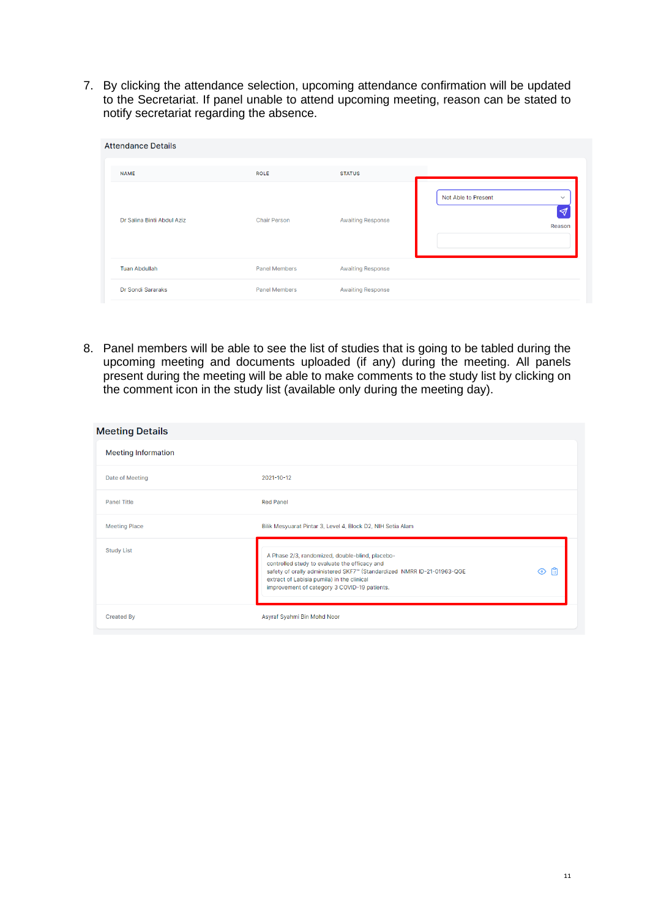7. By clicking the attendance selection, upcoming attendance confirmation will be updated to the Secretariat. If panel unable to attend upcoming meeting, reason can be stated to notify secretariat regarding the absence.

Attendance Details

| NAME | ROLE | STATUS | |
|---|---|---|---|
| Dr Salina Binti Abdul Aziz | Chair Person | Awaiting Response | Not Able to Present<br>Reason |
| Tuan Abdullah | Panel Members | Awaiting Response | |
| Dr Sondi Sararaks | Panel Members | Awaiting Response | |

8. Panel members will be able to see the list of studies that is going to be tabled during the upcoming meeting and documents uploaded (if any) during the meeting. All panels present during the meeting will be able to make comments to the study list by clicking on the comment icon in the study list (available only during the meeting day).

Meeting Details

Meeting Information

| | |
|---|---|
| Date of Meeting | 2021-10-12 |
| Panel Title | Red Panel |
| Meeting Place | Bilik Mesyuarat Pintar 3, Level 4, Block D2, NIH Setia Alam |
| Study List | A Phase 2/3, randomized, double-blind, placebo-controlled study to evaluate the efficacy and safety of orally administered SKF7™ (Standardized extract of Labisia pumila) in the clinical improvement of category 3 COVID-19 patients. NMRR ID-21-01963-QQE |
| Created By | Asyraf Syahmi Bin Mohd Noor |